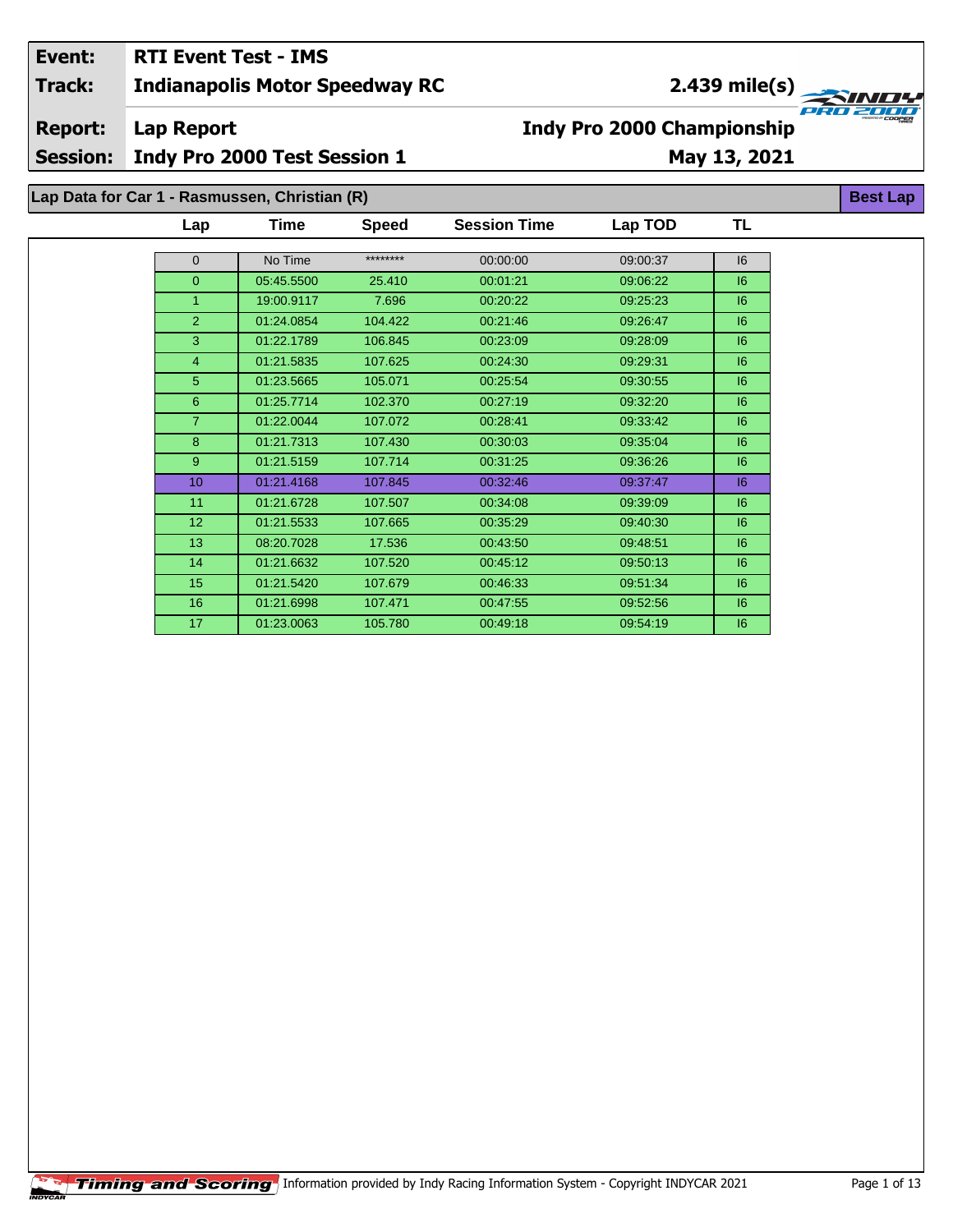| Event: | RTI Event Test - IMS | |
|---|---|---|
| Track: | Indianapolis Motor Speedway RC | 2.439 mile(s) |
| Report: | Lap Report | Indy Pro 2000 Championship |
| Session: | Indy Pro 2000 Test Session 1 | May 13, 2021 |

## Lap Data for Car 1 - Rasmussen, Christian (R)

**Best Lap**

| Lap | Time | Speed | Session Time | Lap TOD | TL |
|---|---|---|---|---|---|
| 0 | No Time | ******** | 00:00:00 | 09:00:37 | I6 |
| 0 | 05:45.5500 | 25.410 | 00:01:21 | 09:06:22 | I6 |
| 1 | 19:00.9117 | 7.696 | 00:20:22 | 09:25:23 | I6 |
| 2 | 01:24.0854 | 104.422 | 00:21:46 | 09:26:47 | I6 |
| 3 | 01:22.1789 | 106.845 | 00:23:09 | 09:28:09 | I6 |
| 4 | 01:21.5835 | 107.625 | 00:24:30 | 09:29:31 | I6 |
| 5 | 01:23.5665 | 105.071 | 00:25:54 | 09:30:55 | I6 |
| 6 | 01:25.7714 | 102.370 | 00:27:19 | 09:32:20 | I6 |
| 7 | 01:22.0044 | 107.072 | 00:28:41 | 09:33:42 | I6 |
| 8 | 01:21.7313 | 107.430 | 00:30:03 | 09:35:04 | I6 |
| 9 | 01:21.5159 | 107.714 | 00:31:25 | 09:36:26 | I6 |
| 10 | 01:21.4168 | 107.845 | 00:32:46 | 09:37:47 | I6 |
| 11 | 01:21.6728 | 107.507 | 00:34:08 | 09:39:09 | I6 |
| 12 | 01:21.5533 | 107.665 | 00:35:29 | 09:40:30 | I6 |
| 13 | 08:20.7028 | 17.536 | 00:43:50 | 09:48:51 | I6 |
| 14 | 01:21.6632 | 107.520 | 00:45:12 | 09:50:13 | I6 |
| 15 | 01:21.5420 | 107.679 | 00:46:33 | 09:51:34 | I6 |
| 16 | 01:21.6998 | 107.471 | 00:47:55 | 09:52:56 | I6 |
| 17 | 01:23.0063 | 105.780 | 00:49:18 | 09:54:19 | I6 |

Timing and Scoring Information provided by Indy Racing Information System - Copyright INDYCAR 2021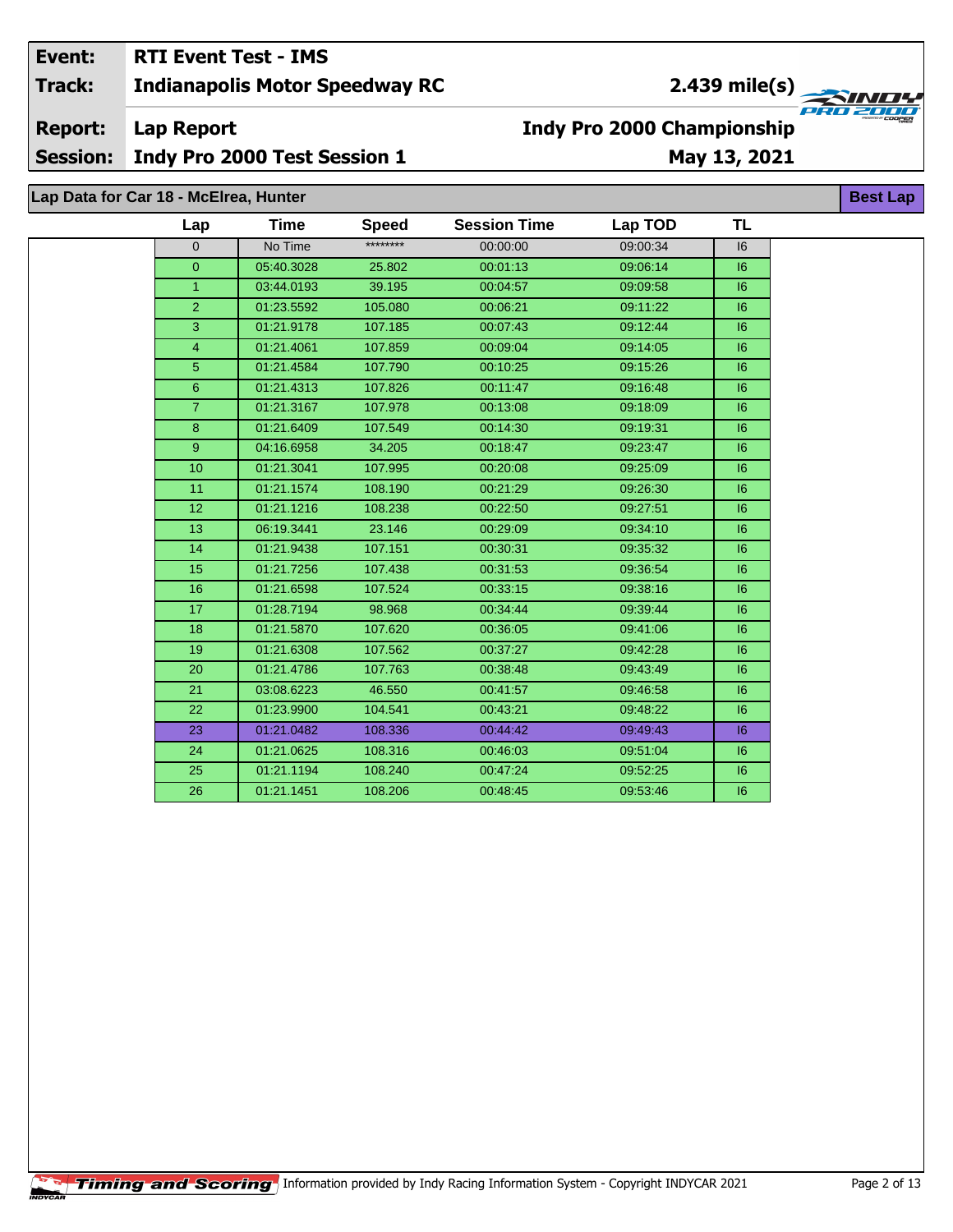| | |
|---|---|
| **Event:** | **RTI Event Test - IMS** |
| **Track:** | **Indianapolis Motor Speedway RC** — **2.439 mile(s)** |
| **Report:** | **Lap Report** — **Indy Pro 2000 Championship** |
| **Session:** | **Indy Pro 2000 Test Session 1** — **May 13, 2021** |

## Lap Data for Car 18 - McElrea, Hunter

**Best Lap**

| Lap | Time | Speed | Session Time | Lap TOD | TL |
|---|---|---|---|---|---|
| 0 | No Time | ******** | 00:00:00 | 09:00:34 | I6 |
| 0 | 05:40.3028 | 25.802 | 00:01:13 | 09:06:14 | I6 |
| 1 | 03:44.0193 | 39.195 | 00:04:57 | 09:09:58 | I6 |
| 2 | 01:23.5592 | 105.080 | 00:06:21 | 09:11:22 | I6 |
| 3 | 01:21.9178 | 107.185 | 00:07:43 | 09:12:44 | I6 |
| 4 | 01:21.4061 | 107.859 | 00:09:04 | 09:14:05 | I6 |
| 5 | 01:21.4584 | 107.790 | 00:10:25 | 09:15:26 | I6 |
| 6 | 01:21.4313 | 107.826 | 00:11:47 | 09:16:48 | I6 |
| 7 | 01:21.3167 | 107.978 | 00:13:08 | 09:18:09 | I6 |
| 8 | 01:21.6409 | 107.549 | 00:14:30 | 09:19:31 | I6 |
| 9 | 04:16.6958 | 34.205 | 00:18:47 | 09:23:47 | I6 |
| 10 | 01:21.3041 | 107.995 | 00:20:08 | 09:25:09 | I6 |
| 11 | 01:21.1574 | 108.190 | 00:21:29 | 09:26:30 | I6 |
| 12 | 01:21.1216 | 108.238 | 00:22:50 | 09:27:51 | I6 |
| 13 | 06:19.3441 | 23.146 | 00:29:09 | 09:34:10 | I6 |
| 14 | 01:21.9438 | 107.151 | 00:30:31 | 09:35:32 | I6 |
| 15 | 01:21.7256 | 107.438 | 00:31:53 | 09:36:54 | I6 |
| 16 | 01:21.6598 | 107.524 | 00:33:15 | 09:38:16 | I6 |
| 17 | 01:28.7194 | 98.968 | 00:34:44 | 09:39:44 | I6 |
| 18 | 01:21.5870 | 107.620 | 00:36:05 | 09:41:06 | I6 |
| 19 | 01:21.6308 | 107.562 | 00:37:27 | 09:42:28 | I6 |
| 20 | 01:21.4786 | 107.763 | 00:38:48 | 09:43:49 | I6 |
| 21 | 03:08.6223 | 46.550 | 00:41:57 | 09:46:58 | I6 |
| 22 | 01:23.9900 | 104.541 | 00:43:21 | 09:48:22 | I6 |
| 23 | 01:21.0482 | 108.336 | 00:44:42 | 09:49:43 | I6 |
| 24 | 01:21.0625 | 108.316 | 00:46:03 | 09:51:04 | I6 |
| 25 | 01:21.1194 | 108.240 | 00:47:24 | 09:52:25 | I6 |
| 26 | 01:21.1451 | 108.206 | 00:48:45 | 09:53:46 | I6 |

Timing and Scoring — Information provided by Indy Racing Information System - Copyright INDYCAR 2021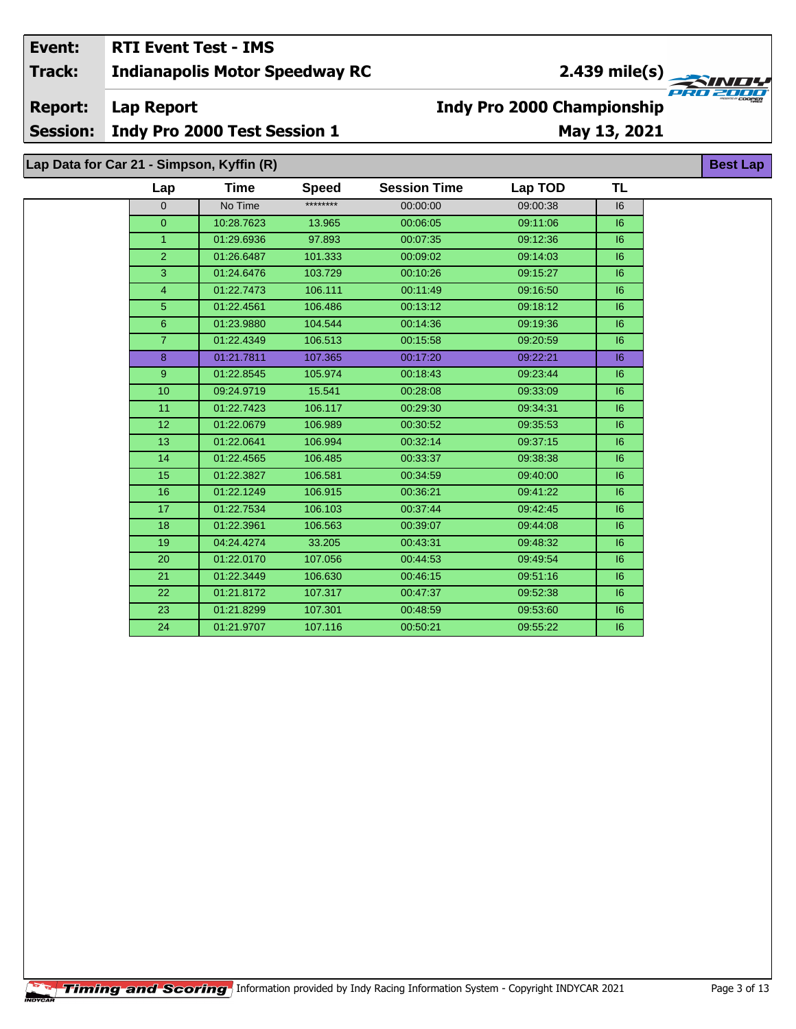| Event: | RTI Event Test - IMS | |
|---|---|---|
| Track: | Indianapolis Motor Speedway RC | 2.439 mile(s) |
| Report: | Lap Report | Indy Pro 2000 Championship |
| Session: | Indy Pro 2000 Test Session 1 | May 13, 2021 |

## Lap Data for Car 21 - Simpson, Kyffin (R)

**Best Lap**

| Lap | Time | Speed | Session Time | Lap TOD | TL |
|---|---|---|---|---|---|
| 0 | No Time | ******** | 00:00:00 | 09:00:38 | I6 |
| 0 | 10:28.7623 | 13.965 | 00:06:05 | 09:11:06 | I6 |
| 1 | 01:29.6936 | 97.893 | 00:07:35 | 09:12:36 | I6 |
| 2 | 01:26.6487 | 101.333 | 00:09:02 | 09:14:03 | I6 |
| 3 | 01:24.6476 | 103.729 | 00:10:26 | 09:15:27 | I6 |
| 4 | 01:22.7473 | 106.111 | 00:11:49 | 09:16:50 | I6 |
| 5 | 01:22.4561 | 106.486 | 00:13:12 | 09:18:12 | I6 |
| 6 | 01:23.9880 | 104.544 | 00:14:36 | 09:19:36 | I6 |
| 7 | 01:22.4349 | 106.513 | 00:15:58 | 09:20:59 | I6 |
| 8 | 01:21.7811 | 107.365 | 00:17:20 | 09:22:21 | I6 |
| 9 | 01:22.8545 | 105.974 | 00:18:43 | 09:23:44 | I6 |
| 10 | 09:24.9719 | 15.541 | 00:28:08 | 09:33:09 | I6 |
| 11 | 01:22.7423 | 106.117 | 00:29:30 | 09:34:31 | I6 |
| 12 | 01:22.0679 | 106.989 | 00:30:52 | 09:35:53 | I6 |
| 13 | 01:22.0641 | 106.994 | 00:32:14 | 09:37:15 | I6 |
| 14 | 01:22.4565 | 106.485 | 00:33:37 | 09:38:38 | I6 |
| 15 | 01:22.3827 | 106.581 | 00:34:59 | 09:40:00 | I6 |
| 16 | 01:22.1249 | 106.915 | 00:36:21 | 09:41:22 | I6 |
| 17 | 01:22.7534 | 106.103 | 00:37:44 | 09:42:45 | I6 |
| 18 | 01:22.3961 | 106.563 | 00:39:07 | 09:44:08 | I6 |
| 19 | 04:24.4274 | 33.205 | 00:43:31 | 09:48:32 | I6 |
| 20 | 01:22.0170 | 107.056 | 00:44:53 | 09:49:54 | I6 |
| 21 | 01:22.3449 | 106.630 | 00:46:15 | 09:51:16 | I6 |
| 22 | 01:21.8172 | 107.317 | 00:47:37 | 09:52:38 | I6 |
| 23 | 01:21.8299 | 107.301 | 00:48:59 | 09:53:60 | I6 |
| 24 | 01:21.9707 | 107.116 | 00:50:21 | 09:55:22 | I6 |

Information provided by Indy Racing Information System - Copyright INDYCAR 2021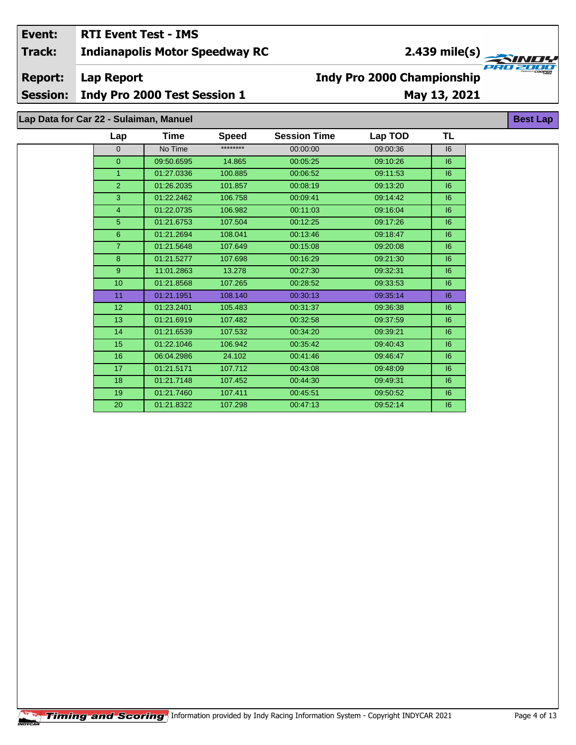| Event: | RTI Event Test - IMS | |
|---|---|---|
| Track: | Indianapolis Motor Speedway RC | 2.439 mile(s) |
| Report: | Lap Report | Indy Pro 2000 Championship |
| Session: | Indy Pro 2000 Test Session 1 | May 13, 2021 |

## Lap Data for Car 22 - Sulaiman, Manuel

**Best Lap**

| Lap | Time | Speed | Session Time | Lap TOD | TL |
|---|---|---|---|---|---|
| 0 | No Time | ******** | 00:00:00 | 09:00:36 | I6 |
| 0 | 09:50.6595 | 14.865 | 00:05:25 | 09:10:26 | I6 |
| 1 | 01:27.0336 | 100.885 | 00:06:52 | 09:11:53 | I6 |
| 2 | 01:26.2035 | 101.857 | 00:08:19 | 09:13:20 | I6 |
| 3 | 01:22.2462 | 106.758 | 00:09:41 | 09:14:42 | I6 |
| 4 | 01:22.0735 | 106.982 | 00:11:03 | 09:16:04 | I6 |
| 5 | 01:21.6753 | 107.504 | 00:12:25 | 09:17:26 | I6 |
| 6 | 01:21.2694 | 108.041 | 00:13:46 | 09:18:47 | I6 |
| 7 | 01:21.5648 | 107.649 | 00:15:08 | 09:20:08 | I6 |
| 8 | 01:21.5277 | 107.698 | 00:16:29 | 09:21:30 | I6 |
| 9 | 11:01.2863 | 13.278 | 00:27:30 | 09:32:31 | I6 |
| 10 | 01:21.8568 | 107.265 | 00:28:52 | 09:33:53 | I6 |
| 11 | 01:21.1951 | 108.140 | 00:30:13 | 09:35:14 | I6 |
| 12 | 01:23.2401 | 105.483 | 00:31:37 | 09:36:38 | I6 |
| 13 | 01:21.6919 | 107.482 | 00:32:58 | 09:37:59 | I6 |
| 14 | 01:21.6539 | 107.532 | 00:34:20 | 09:39:21 | I6 |
| 15 | 01:22.1046 | 106.942 | 00:35:42 | 09:40:43 | I6 |
| 16 | 06:04.2986 | 24.102 | 00:41:46 | 09:46:47 | I6 |
| 17 | 01:21.5171 | 107.712 | 00:43:08 | 09:48:09 | I6 |
| 18 | 01:21.7148 | 107.452 | 00:44:30 | 09:49:31 | I6 |
| 19 | 01:21.7460 | 107.411 | 00:45:51 | 09:50:52 | I6 |
| 20 | 01:21.8322 | 107.298 | 00:47:13 | 09:52:14 | I6 |

Timing and Scoring Information provided by Indy Racing Information System - Copyright INDYCAR 2021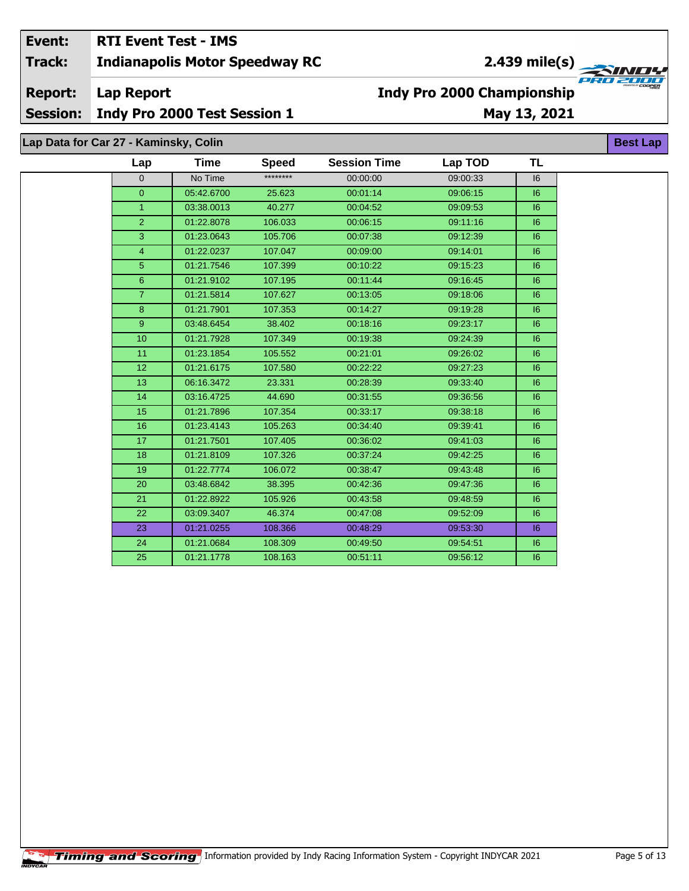| Event: | RTI Event Test - IMS | |
|---|---|---|
| Track: | Indianapolis Motor Speedway RC | 2.439 mile(s) |
| Report: | Lap Report | Indy Pro 2000 Championship |
| Session: | Indy Pro 2000 Test Session 1 | May 13, 2021 |

## Lap Data for Car 27 - Kaminsky, Colin

Best Lap

| Lap | Time | Speed | Session Time | Lap TOD | TL |
|---|---|---|---|---|---|
| 0 | No Time | ******** | 00:00:00 | 09:00:33 | I6 |
| 0 | 05:42.6700 | 25.623 | 00:01:14 | 09:06:15 | I6 |
| 1 | 03:38.0013 | 40.277 | 00:04:52 | 09:09:53 | I6 |
| 2 | 01:22.8078 | 106.033 | 00:06:15 | 09:11:16 | I6 |
| 3 | 01:23.0643 | 105.706 | 00:07:38 | 09:12:39 | I6 |
| 4 | 01:22.0237 | 107.047 | 00:09:00 | 09:14:01 | I6 |
| 5 | 01:21.7546 | 107.399 | 00:10:22 | 09:15:23 | I6 |
| 6 | 01:21.9102 | 107.195 | 00:11:44 | 09:16:45 | I6 |
| 7 | 01:21.5814 | 107.627 | 00:13:05 | 09:18:06 | I6 |
| 8 | 01:21.7901 | 107.353 | 00:14:27 | 09:19:28 | I6 |
| 9 | 03:48.6454 | 38.402 | 00:18:16 | 09:23:17 | I6 |
| 10 | 01:21.7928 | 107.349 | 00:19:38 | 09:24:39 | I6 |
| 11 | 01:23.1854 | 105.552 | 00:21:01 | 09:26:02 | I6 |
| 12 | 01:21.6175 | 107.580 | 00:22:22 | 09:27:23 | I6 |
| 13 | 06:16.3472 | 23.331 | 00:28:39 | 09:33:40 | I6 |
| 14 | 03:16.4725 | 44.690 | 00:31:55 | 09:36:56 | I6 |
| 15 | 01:21.7896 | 107.354 | 00:33:17 | 09:38:18 | I6 |
| 16 | 01:23.4143 | 105.263 | 00:34:40 | 09:39:41 | I6 |
| 17 | 01:21.7501 | 107.405 | 00:36:02 | 09:41:03 | I6 |
| 18 | 01:21.8109 | 107.326 | 00:37:24 | 09:42:25 | I6 |
| 19 | 01:22.7774 | 106.072 | 00:38:47 | 09:43:48 | I6 |
| 20 | 03:48.6842 | 38.395 | 00:42:36 | 09:47:36 | I6 |
| 21 | 01:22.8922 | 105.926 | 00:43:58 | 09:48:59 | I6 |
| 22 | 03:09.3407 | 46.374 | 00:47:08 | 09:52:09 | I6 |
| 23 | 01:21.0255 | 108.366 | 00:48:29 | 09:53:30 | I6 |
| 24 | 01:21.0684 | 108.309 | 00:49:50 | 09:54:51 | I6 |
| 25 | 01:21.1778 | 108.163 | 00:51:11 | 09:56:12 | I6 |

Timing and Scoring Information provided by Indy Racing Information System - Copyright INDYCAR 2021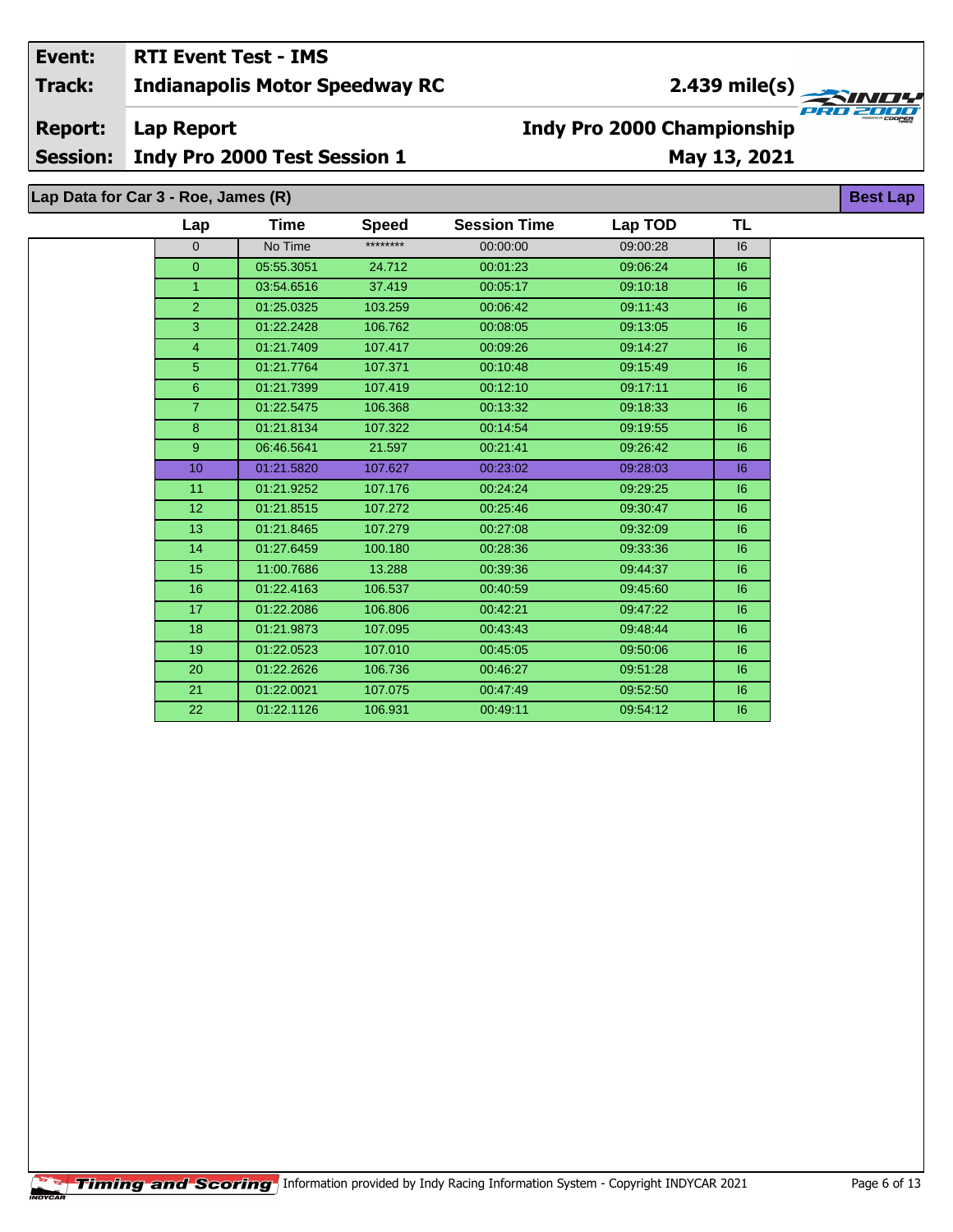**Event:** RTI Event Test - IMS

**Track:** Indianapolis Motor Speedway RC — 2.439 mile(s)

**Report:** Lap Report — Indy Pro 2000 Championship

**Session:** Indy Pro 2000 Test Session 1 — May 13, 2021

## Lap Data for Car 3 - Roe, James (R)

Best Lap

| Lap | Time | Speed | Session Time | Lap TOD | TL |
|---|---|---|---|---|---|
| 0 | No Time | ******** | 00:00:00 | 09:00:28 | I6 |
| 0 | 05:55.3051 | 24.712 | 00:01:23 | 09:06:24 | I6 |
| 1 | 03:54.6516 | 37.419 | 00:05:17 | 09:10:18 | I6 |
| 2 | 01:25.0325 | 103.259 | 00:06:42 | 09:11:43 | I6 |
| 3 | 01:22.2428 | 106.762 | 00:08:05 | 09:13:05 | I6 |
| 4 | 01:21.7409 | 107.417 | 00:09:26 | 09:14:27 | I6 |
| 5 | 01:21.7764 | 107.371 | 00:10:48 | 09:15:49 | I6 |
| 6 | 01:21.7399 | 107.419 | 00:12:10 | 09:17:11 | I6 |
| 7 | 01:22.5475 | 106.368 | 00:13:32 | 09:18:33 | I6 |
| 8 | 01:21.8134 | 107.322 | 00:14:54 | 09:19:55 | I6 |
| 9 | 06:46.5641 | 21.597 | 00:21:41 | 09:26:42 | I6 |
| 10 | 01:21.5820 | 107.627 | 00:23:02 | 09:28:03 | I6 |
| 11 | 01:21.9252 | 107.176 | 00:24:24 | 09:29:25 | I6 |
| 12 | 01:21.8515 | 107.272 | 00:25:46 | 09:30:47 | I6 |
| 13 | 01:21.8465 | 107.279 | 00:27:08 | 09:32:09 | I6 |
| 14 | 01:27.6459 | 100.180 | 00:28:36 | 09:33:36 | I6 |
| 15 | 11:00.7686 | 13.288 | 00:39:36 | 09:44:37 | I6 |
| 16 | 01:22.4163 | 106.537 | 00:40:59 | 09:45:60 | I6 |
| 17 | 01:22.2086 | 106.806 | 00:42:21 | 09:47:22 | I6 |
| 18 | 01:21.9873 | 107.095 | 00:43:43 | 09:48:44 | I6 |
| 19 | 01:22.0523 | 107.010 | 00:45:05 | 09:50:06 | I6 |
| 20 | 01:22.2626 | 106.736 | 00:46:27 | 09:51:28 | I6 |
| 21 | 01:22.0021 | 107.075 | 00:47:49 | 09:52:50 | I6 |
| 22 | 01:22.1126 | 106.931 | 00:49:11 | 09:54:12 | I6 |

Timing and Scoring — Information provided by Indy Racing Information System - Copyright INDYCAR 2021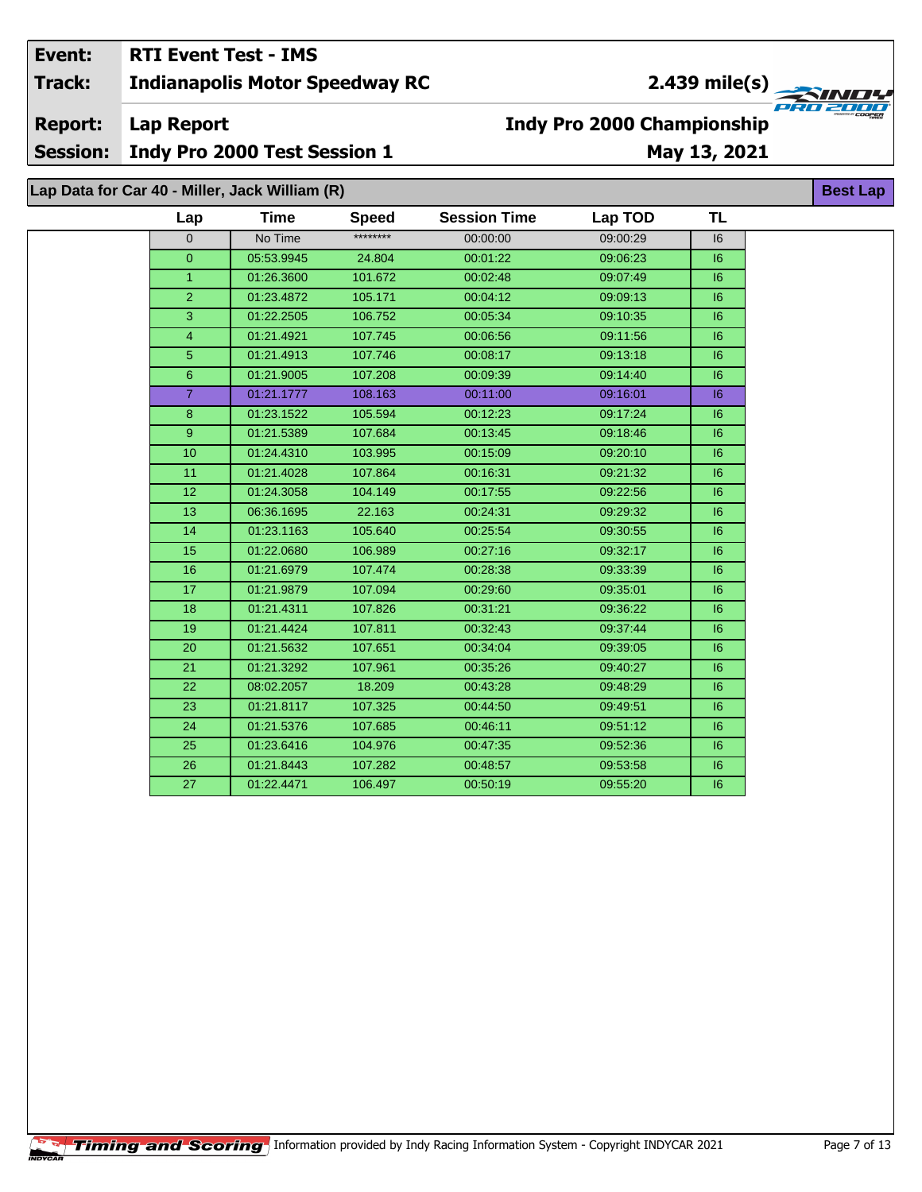| Event: | RTI Event Test - IMS | |
|---|---|---|
| Track: | Indianapolis Motor Speedway RC | 2.439 mile(s) |
| Report: | Lap Report | Indy Pro 2000 Championship |
| Session: | Indy Pro 2000 Test Session 1 | May 13, 2021 |

## Lap Data for Car 40 - Miller, Jack William (R)

**Best Lap**

| Lap | Time | Speed | Session Time | Lap TOD | TL |
|---|---|---|---|---|---|
| 0 | No Time | ******** | 00:00:00 | 09:00:29 | I6 |
| 0 | 05:53.9945 | 24.804 | 00:01:22 | 09:06:23 | I6 |
| 1 | 01:26.3600 | 101.672 | 00:02:48 | 09:07:49 | I6 |
| 2 | 01:23.4872 | 105.171 | 00:04:12 | 09:09:13 | I6 |
| 3 | 01:22.2505 | 106.752 | 00:05:34 | 09:10:35 | I6 |
| 4 | 01:21.4921 | 107.745 | 00:06:56 | 09:11:56 | I6 |
| 5 | 01:21.4913 | 107.746 | 00:08:17 | 09:13:18 | I6 |
| 6 | 01:21.9005 | 107.208 | 00:09:39 | 09:14:40 | I6 |
| 7 | 01:21.1777 | 108.163 | 00:11:00 | 09:16:01 | I6 |
| 8 | 01:23.1522 | 105.594 | 00:12:23 | 09:17:24 | I6 |
| 9 | 01:21.5389 | 107.684 | 00:13:45 | 09:18:46 | I6 |
| 10 | 01:24.4310 | 103.995 | 00:15:09 | 09:20:10 | I6 |
| 11 | 01:21.4028 | 107.864 | 00:16:31 | 09:21:32 | I6 |
| 12 | 01:24.3058 | 104.149 | 00:17:55 | 09:22:56 | I6 |
| 13 | 06:36.1695 | 22.163 | 00:24:31 | 09:29:32 | I6 |
| 14 | 01:23.1163 | 105.640 | 00:25:54 | 09:30:55 | I6 |
| 15 | 01:22.0680 | 106.989 | 00:27:16 | 09:32:17 | I6 |
| 16 | 01:21.6979 | 107.474 | 00:28:38 | 09:33:39 | I6 |
| 17 | 01:21.9879 | 107.094 | 00:29:60 | 09:35:01 | I6 |
| 18 | 01:21.4311 | 107.826 | 00:31:21 | 09:36:22 | I6 |
| 19 | 01:21.4424 | 107.811 | 00:32:43 | 09:37:44 | I6 |
| 20 | 01:21.5632 | 107.651 | 00:34:04 | 09:39:05 | I6 |
| 21 | 01:21.3292 | 107.961 | 00:35:26 | 09:40:27 | I6 |
| 22 | 08:02.2057 | 18.209 | 00:43:28 | 09:48:29 | I6 |
| 23 | 01:21.8117 | 107.325 | 00:44:50 | 09:49:51 | I6 |
| 24 | 01:21.5376 | 107.685 | 00:46:11 | 09:51:12 | I6 |
| 25 | 01:23.6416 | 104.976 | 00:47:35 | 09:52:36 | I6 |
| 26 | 01:21.8443 | 107.282 | 00:48:57 | 09:53:58 | I6 |
| 27 | 01:22.4471 | 106.497 | 00:50:19 | 09:55:20 | I6 |

Timing and Scoring Information provided by Indy Racing Information System - Copyright INDYCAR 2021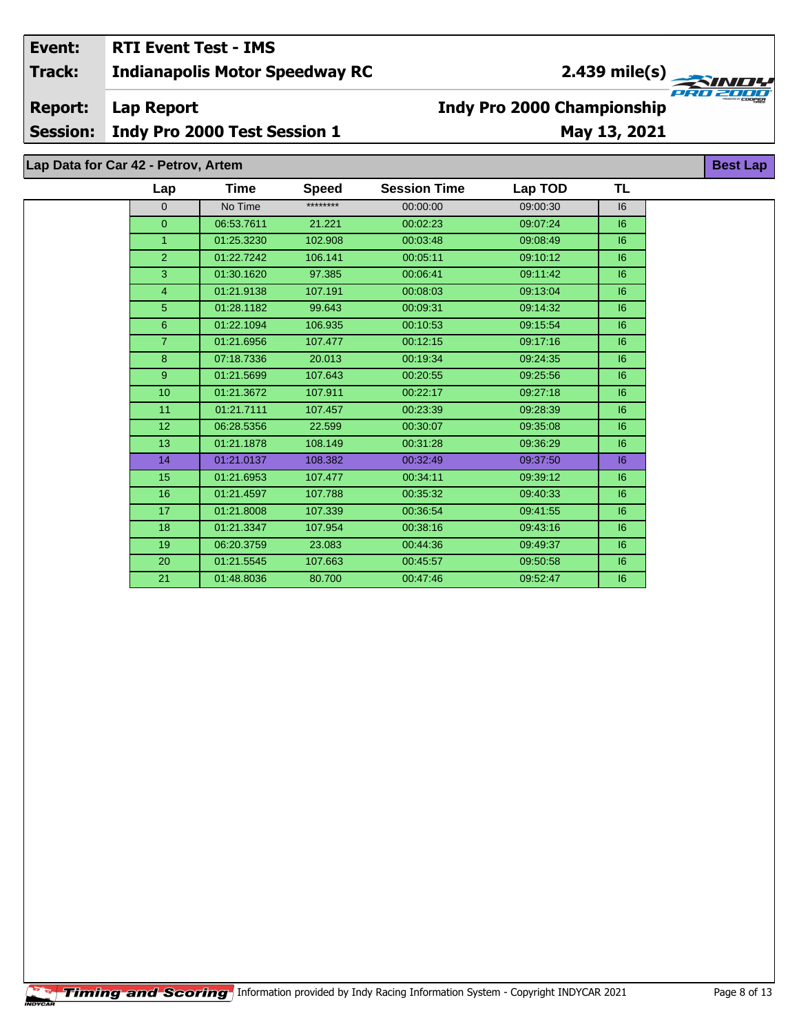| | |
|---|---|
| **Event:** | **RTI Event Test - IMS** |
| **Track:** | **Indianapolis Motor Speedway RC** — **2.439 mile(s)** |
| **Report:** | **Lap Report** — **Indy Pro 2000 Championship** |
| **Session:** | **Indy Pro 2000 Test Session 1** — **May 13, 2021** |

## Lap Data for Car 42 - Petrov, Artem

**Best Lap**

| Lap | Time | Speed | Session Time | Lap TOD | TL |
|---|---|---|---|---|---|
| 0 | No Time | ******** | 00:00:00 | 09:00:30 | I6 |
| 0 | 06:53.7611 | 21.221 | 00:02:23 | 09:07:24 | I6 |
| 1 | 01:25.3230 | 102.908 | 00:03:48 | 09:08:49 | I6 |
| 2 | 01:22.7242 | 106.141 | 00:05:11 | 09:10:12 | I6 |
| 3 | 01:30.1620 | 97.385 | 00:06:41 | 09:11:42 | I6 |
| 4 | 01:21.9138 | 107.191 | 00:08:03 | 09:13:04 | I6 |
| 5 | 01:28.1182 | 99.643 | 00:09:31 | 09:14:32 | I6 |
| 6 | 01:22.1094 | 106.935 | 00:10:53 | 09:15:54 | I6 |
| 7 | 01:21.6956 | 107.477 | 00:12:15 | 09:17:16 | I6 |
| 8 | 07:18.7336 | 20.013 | 00:19:34 | 09:24:35 | I6 |
| 9 | 01:21.5699 | 107.643 | 00:20:55 | 09:25:56 | I6 |
| 10 | 01:21.3672 | 107.911 | 00:22:17 | 09:27:18 | I6 |
| 11 | 01:21.7111 | 107.457 | 00:23:39 | 09:28:39 | I6 |
| 12 | 06:28.5356 | 22.599 | 00:30:07 | 09:35:08 | I6 |
| 13 | 01:21.1878 | 108.149 | 00:31:28 | 09:36:29 | I6 |
| 14 | 01:21.0137 | 108.382 | 00:32:49 | 09:37:50 | I6 |
| 15 | 01:21.6953 | 107.477 | 00:34:11 | 09:39:12 | I6 |
| 16 | 01:21.4597 | 107.788 | 00:35:32 | 09:40:33 | I6 |
| 17 | 01:21.8008 | 107.339 | 00:36:54 | 09:41:55 | I6 |
| 18 | 01:21.3347 | 107.954 | 00:38:16 | 09:43:16 | I6 |
| 19 | 06:20.3759 | 23.083 | 00:44:36 | 09:49:37 | I6 |
| 20 | 01:21.5545 | 107.663 | 00:45:57 | 09:50:58 | I6 |
| 21 | 01:48.8036 | 80.700 | 00:47:46 | 09:52:47 | I6 |

Timing and Scoring — Information provided by Indy Racing Information System - Copyright INDYCAR 2021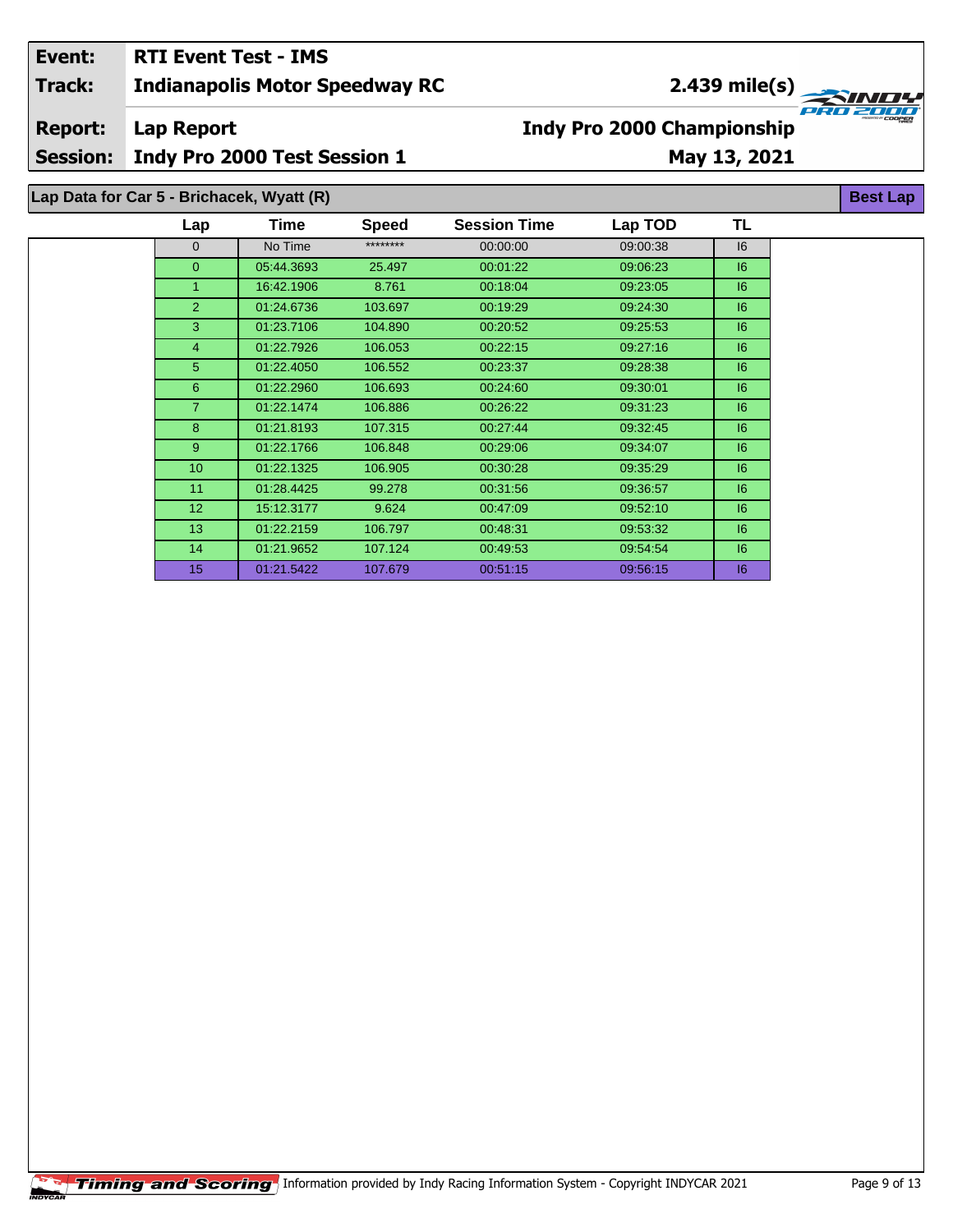| Event: | RTI Event Test - IMS | |
|---|---|---|
| Track: | Indianapolis Motor Speedway RC | 2.439 mile(s) |
| Report: | Lap Report | Indy Pro 2000 Championship |
| Session: | Indy Pro 2000 Test Session 1 | May 13, 2021 |

## Lap Data for Car 5 - Brichacek, Wyatt (R)

**Best Lap**

| Lap | Time | Speed | Session Time | Lap TOD | TL |
|---|---|---|---|---|---|
| 0 | No Time | ******** | 00:00:00 | 09:00:38 | I6 |
| 0 | 05:44.3693 | 25.497 | 00:01:22 | 09:06:23 | I6 |
| 1 | 16:42.1906 | 8.761 | 00:18:04 | 09:23:05 | I6 |
| 2 | 01:24.6736 | 103.697 | 00:19:29 | 09:24:30 | I6 |
| 3 | 01:23.7106 | 104.890 | 00:20:52 | 09:25:53 | I6 |
| 4 | 01:22.7926 | 106.053 | 00:22:15 | 09:27:16 | I6 |
| 5 | 01:22.4050 | 106.552 | 00:23:37 | 09:28:38 | I6 |
| 6 | 01:22.2960 | 106.693 | 00:24:60 | 09:30:01 | I6 |
| 7 | 01:22.1474 | 106.886 | 00:26:22 | 09:31:23 | I6 |
| 8 | 01:21.8193 | 107.315 | 00:27:44 | 09:32:45 | I6 |
| 9 | 01:22.1766 | 106.848 | 00:29:06 | 09:34:07 | I6 |
| 10 | 01:22.1325 | 106.905 | 00:30:28 | 09:35:29 | I6 |
| 11 | 01:28.4425 | 99.278 | 00:31:56 | 09:36:57 | I6 |
| 12 | 15:12.3177 | 9.624 | 00:47:09 | 09:52:10 | I6 |
| 13 | 01:22.2159 | 106.797 | 00:48:31 | 09:53:32 | I6 |
| 14 | 01:21.9652 | 107.124 | 00:49:53 | 09:54:54 | I6 |
| 15 | 01:21.5422 | 107.679 | 00:51:15 | 09:56:15 | I6 |

Timing and Scoring — Information provided by Indy Racing Information System - Copyright INDYCAR 2021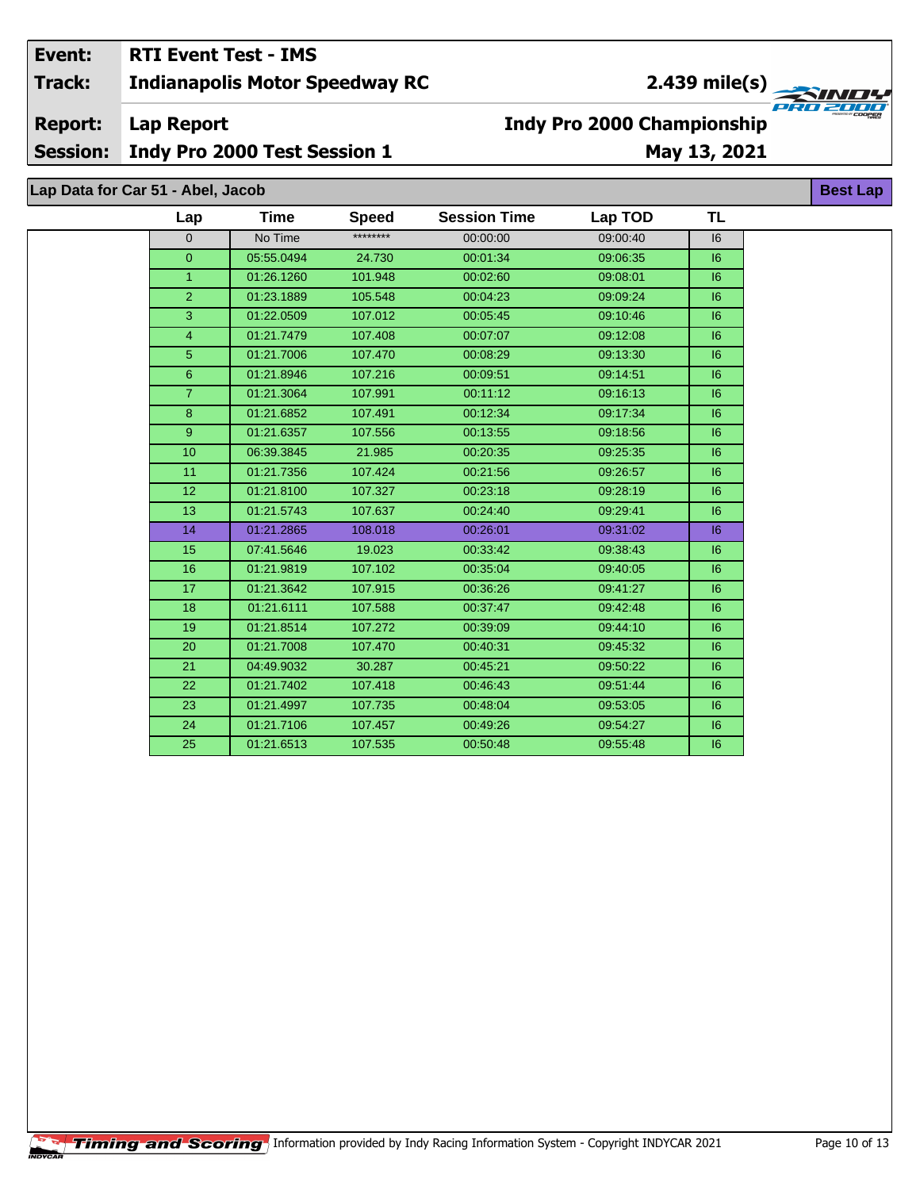| Event: | RTI Event Test - IMS | |
|---|---|---|
| Track: | Indianapolis Motor Speedway RC | 2.439 mile(s) |
| Report: | Lap Report | Indy Pro 2000 Championship |
| Session: | Indy Pro 2000 Test Session 1 | May 13, 2021 |

## Lap Data for Car 51 - Abel, Jacob

Best Lap

| Lap | Time | Speed | Session Time | Lap TOD | TL |
|---|---|---|---|---|---|
| 0 | No Time | ******** | 00:00:00 | 09:00:40 | I6 |
| 0 | 05:55.0494 | 24.730 | 00:01:34 | 09:06:35 | I6 |
| 1 | 01:26.1260 | 101.948 | 00:02:60 | 09:08:01 | I6 |
| 2 | 01:23.1889 | 105.548 | 00:04:23 | 09:09:24 | I6 |
| 3 | 01:22.0509 | 107.012 | 00:05:45 | 09:10:46 | I6 |
| 4 | 01:21.7479 | 107.408 | 00:07:07 | 09:12:08 | I6 |
| 5 | 01:21.7006 | 107.470 | 00:08:29 | 09:13:30 | I6 |
| 6 | 01:21.8946 | 107.216 | 00:09:51 | 09:14:51 | I6 |
| 7 | 01:21.3064 | 107.991 | 00:11:12 | 09:16:13 | I6 |
| 8 | 01:21.6852 | 107.491 | 00:12:34 | 09:17:34 | I6 |
| 9 | 01:21.6357 | 107.556 | 00:13:55 | 09:18:56 | I6 |
| 10 | 06:39.3845 | 21.985 | 00:20:35 | 09:25:35 | I6 |
| 11 | 01:21.7356 | 107.424 | 00:21:56 | 09:26:57 | I6 |
| 12 | 01:21.8100 | 107.327 | 00:23:18 | 09:28:19 | I6 |
| 13 | 01:21.5743 | 107.637 | 00:24:40 | 09:29:41 | I6 |
| 14 | 01:21.2865 | 108.018 | 00:26:01 | 09:31:02 | I6 |
| 15 | 07:41.5646 | 19.023 | 00:33:42 | 09:38:43 | I6 |
| 16 | 01:21.9819 | 107.102 | 00:35:04 | 09:40:05 | I6 |
| 17 | 01:21.3642 | 107.915 | 00:36:26 | 09:41:27 | I6 |
| 18 | 01:21.6111 | 107.588 | 00:37:47 | 09:42:48 | I6 |
| 19 | 01:21.8514 | 107.272 | 00:39:09 | 09:44:10 | I6 |
| 20 | 01:21.7008 | 107.470 | 00:40:31 | 09:45:32 | I6 |
| 21 | 04:49.9032 | 30.287 | 00:45:21 | 09:50:22 | I6 |
| 22 | 01:21.7402 | 107.418 | 00:46:43 | 09:51:44 | I6 |
| 23 | 01:21.4997 | 107.735 | 00:48:04 | 09:53:05 | I6 |
| 24 | 01:21.7106 | 107.457 | 00:49:26 | 09:54:27 | I6 |
| 25 | 01:21.6513 | 107.535 | 00:50:48 | 09:55:48 | I6 |

Timing and Scoring Information provided by Indy Racing Information System - Copyright INDYCAR 2021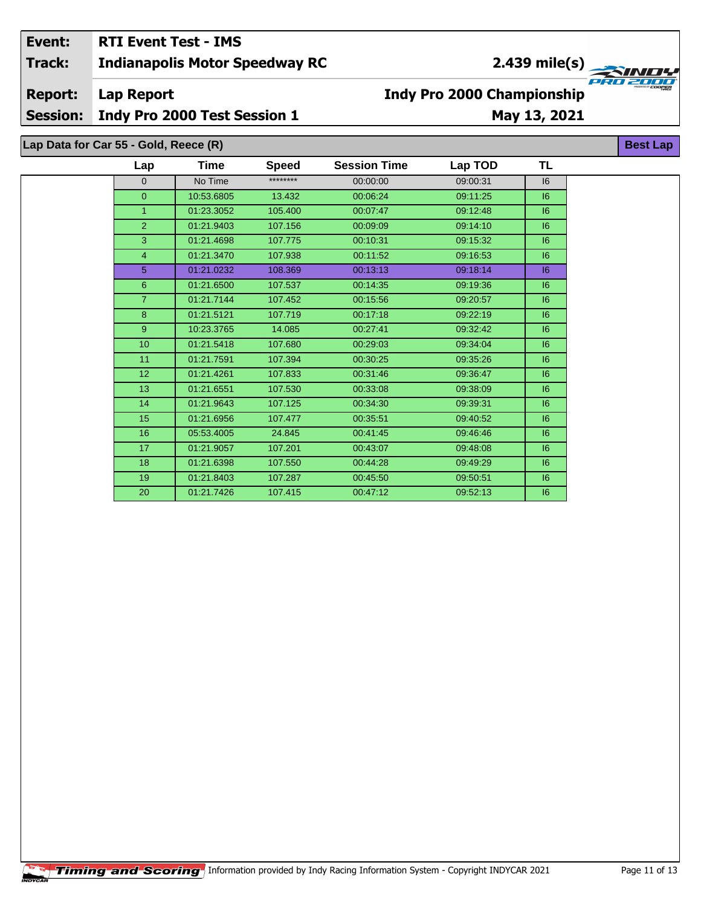| Event: | RTI Event Test - IMS | |
|---|---|---|
| Track: | Indianapolis Motor Speedway RC | 2.439 mile(s) |
| Report: | Lap Report | Indy Pro 2000 Championship |
| Session: | Indy Pro 2000 Test Session 1 | May 13, 2021 |

## Lap Data for Car 55 - Gold, Reece (R)

**Best Lap**

| Lap | Time | Speed | Session Time | Lap TOD | TL |
|---|---|---|---|---|---|
| 0 | No Time | ******** | 00:00:00 | 09:00:31 | I6 |
| 0 | 10:53.6805 | 13.432 | 00:06:24 | 09:11:25 | I6 |
| 1 | 01:23.3052 | 105.400 | 00:07:47 | 09:12:48 | I6 |
| 2 | 01:21.9403 | 107.156 | 00:09:09 | 09:14:10 | I6 |
| 3 | 01:21.4698 | 107.775 | 00:10:31 | 09:15:32 | I6 |
| 4 | 01:21.3470 | 107.938 | 00:11:52 | 09:16:53 | I6 |
| 5 | 01:21.0232 | 108.369 | 00:13:13 | 09:18:14 | I6 |
| 6 | 01:21.6500 | 107.537 | 00:14:35 | 09:19:36 | I6 |
| 7 | 01:21.7144 | 107.452 | 00:15:56 | 09:20:57 | I6 |
| 8 | 01:21.5121 | 107.719 | 00:17:18 | 09:22:19 | I6 |
| 9 | 10:23.3765 | 14.085 | 00:27:41 | 09:32:42 | I6 |
| 10 | 01:21.5418 | 107.680 | 00:29:03 | 09:34:04 | I6 |
| 11 | 01:21.7591 | 107.394 | 00:30:25 | 09:35:26 | I6 |
| 12 | 01:21.4261 | 107.833 | 00:31:46 | 09:36:47 | I6 |
| 13 | 01:21.6551 | 107.530 | 00:33:08 | 09:38:09 | I6 |
| 14 | 01:21.9643 | 107.125 | 00:34:30 | 09:39:31 | I6 |
| 15 | 01:21.6956 | 107.477 | 00:35:51 | 09:40:52 | I6 |
| 16 | 05:53.4005 | 24.845 | 00:41:45 | 09:46:46 | I6 |
| 17 | 01:21.9057 | 107.201 | 00:43:07 | 09:48:08 | I6 |
| 18 | 01:21.6398 | 107.550 | 00:44:28 | 09:49:29 | I6 |
| 19 | 01:21.8403 | 107.287 | 00:45:50 | 09:50:51 | I6 |
| 20 | 01:21.7426 | 107.415 | 00:47:12 | 09:52:13 | I6 |

Timing and Scoring — Information provided by Indy Racing Information System - Copyright INDYCAR 2021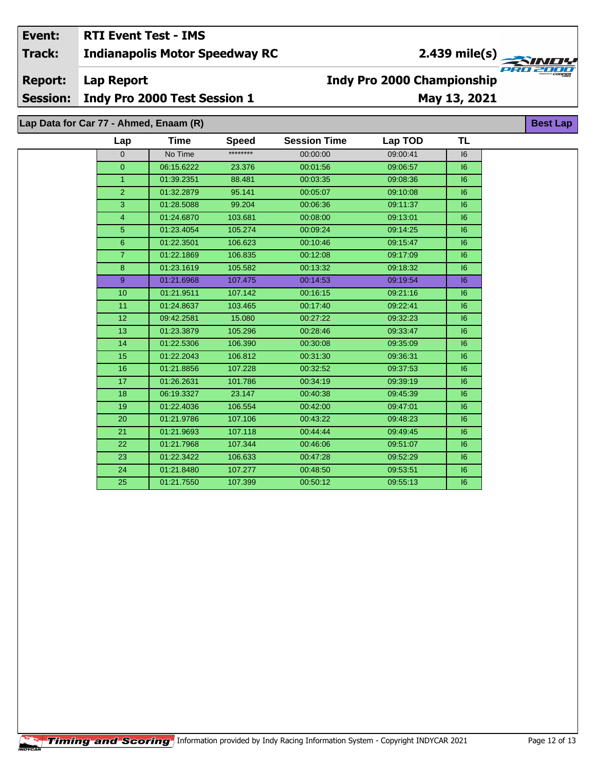| Event: | RTI Event Test - IMS | |
|---|---|---|
| Track: | Indianapolis Motor Speedway RC | 2.439 mile(s) |
| Report: | Lap Report | Indy Pro 2000 Championship |
| Session: | Indy Pro 2000 Test Session 1 | May 13, 2021 |

## Lap Data for Car 77 - Ahmed, Enaam (R)

**Best Lap**

| Lap | Time | Speed | Session Time | Lap TOD | TL |
|---|---|---|---|---|---|
| 0 | No Time | ******** | 00:00:00 | 09:00:41 | I6 |
| 0 | 06:15.6222 | 23.376 | 00:01:56 | 09:06:57 | I6 |
| 1 | 01:39.2351 | 88.481 | 00:03:35 | 09:08:36 | I6 |
| 2 | 01:32.2879 | 95.141 | 00:05:07 | 09:10:08 | I6 |
| 3 | 01:28.5088 | 99.204 | 00:06:36 | 09:11:37 | I6 |
| 4 | 01:24.6870 | 103.681 | 00:08:00 | 09:13:01 | I6 |
| 5 | 01:23.4054 | 105.274 | 00:09:24 | 09:14:25 | I6 |
| 6 | 01:22.3501 | 106.623 | 00:10:46 | 09:15:47 | I6 |
| 7 | 01:22.1869 | 106.835 | 00:12:08 | 09:17:09 | I6 |
| 8 | 01:23.1619 | 105.582 | 00:13:32 | 09:18:32 | I6 |
| 9 | 01:21.6968 | 107.475 | 00:14:53 | 09:19:54 | I6 |
| 10 | 01:21.9511 | 107.142 | 00:16:15 | 09:21:16 | I6 |
| 11 | 01:24.8637 | 103.465 | 00:17:40 | 09:22:41 | I6 |
| 12 | 09:42.2581 | 15.080 | 00:27:22 | 09:32:23 | I6 |
| 13 | 01:23.3879 | 105.296 | 00:28:46 | 09:33:47 | I6 |
| 14 | 01:22.5306 | 106.390 | 00:30:08 | 09:35:09 | I6 |
| 15 | 01:22.2043 | 106.812 | 00:31:30 | 09:36:31 | I6 |
| 16 | 01:21.8856 | 107.228 | 00:32:52 | 09:37:53 | I6 |
| 17 | 01:26.2631 | 101.786 | 00:34:19 | 09:39:19 | I6 |
| 18 | 06:19.3327 | 23.147 | 00:40:38 | 09:45:39 | I6 |
| 19 | 01:22.4036 | 106.554 | 00:42:00 | 09:47:01 | I6 |
| 20 | 01:21.9786 | 107.106 | 00:43:22 | 09:48:23 | I6 |
| 21 | 01:21.9693 | 107.118 | 00:44:44 | 09:49:45 | I6 |
| 22 | 01:21.7968 | 107.344 | 00:46:06 | 09:51:07 | I6 |
| 23 | 01:22.3422 | 106.633 | 00:47:28 | 09:52:29 | I6 |
| 24 | 01:21.8480 | 107.277 | 00:48:50 | 09:53:51 | I6 |
| 25 | 01:21.7550 | 107.399 | 00:50:12 | 09:55:13 | I6 |

Timing and Scoring Information provided by Indy Racing Information System - Copyright INDYCAR 2021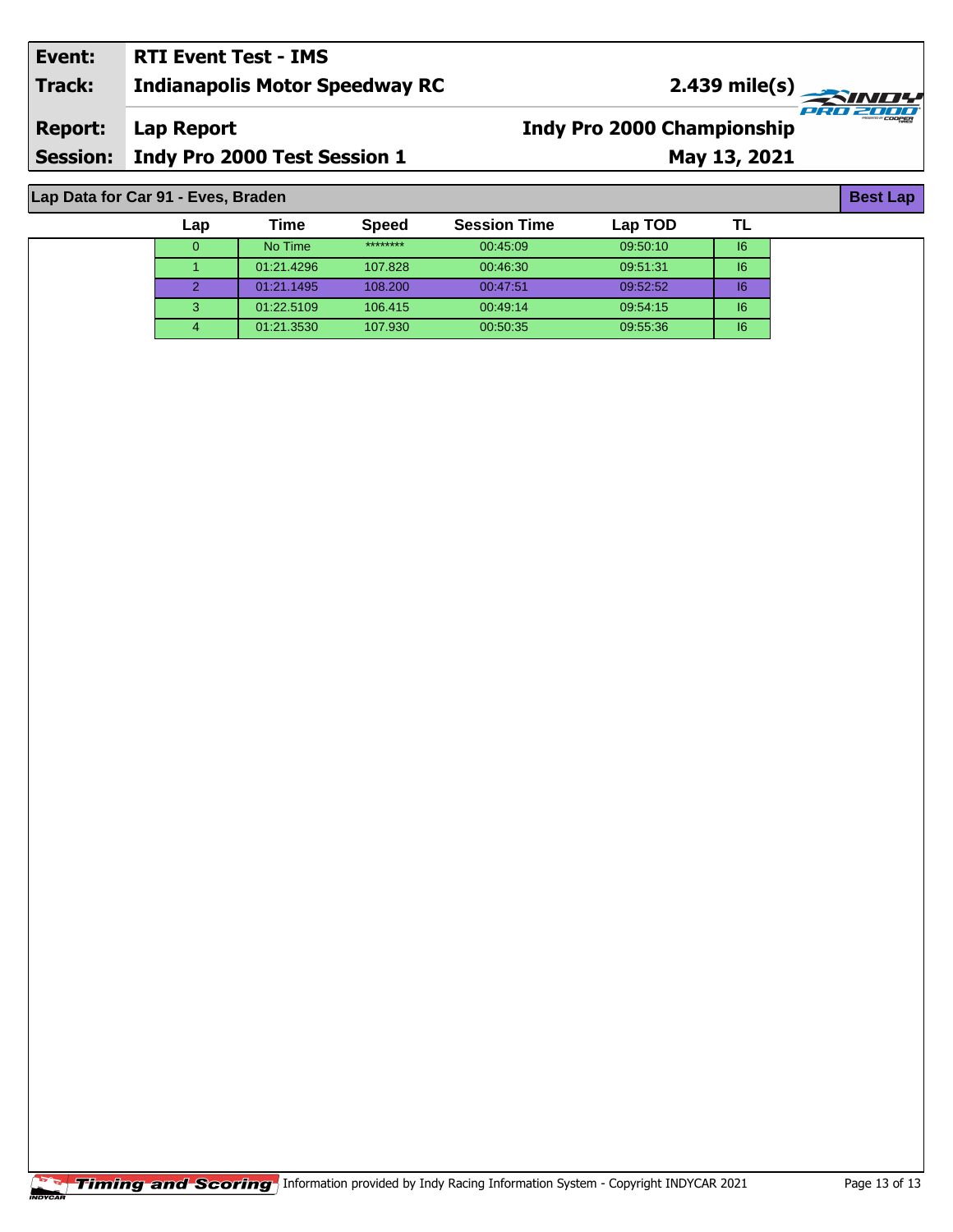| | |
|---|---|
| **Event:** | **RTI Event Test - IMS** |
| **Track:** | **Indianapolis Motor Speedway RC** — **2.439 mile(s)** |
| **Report:** | **Lap Report** — **Indy Pro 2000 Championship** |
| **Session:** | **Indy Pro 2000 Test Session 1** — **May 13, 2021** |

**Lap Data for Car 91 - Eves, Braden** | **Best Lap**

| Lap | Time | Speed | Session Time | Lap TOD | TL |
|---|---|---|---|---|---|
| 0 | No Time | ******** | 00:45:09 | 09:50:10 | I6 |
| 1 | 01:21.4296 | 107.828 | 00:46:30 | 09:51:31 | I6 |
| 2 | 01:21.1495 | 108.200 | 00:47:51 | 09:52:52 | I6 |
| 3 | 01:22.5109 | 106.415 | 00:49:14 | 09:54:15 | I6 |
| 4 | 01:21.3530 | 107.930 | 00:50:35 | 09:55:36 | I6 |

Timing and Scoring — Information provided by Indy Racing Information System - Copyright INDYCAR 2021